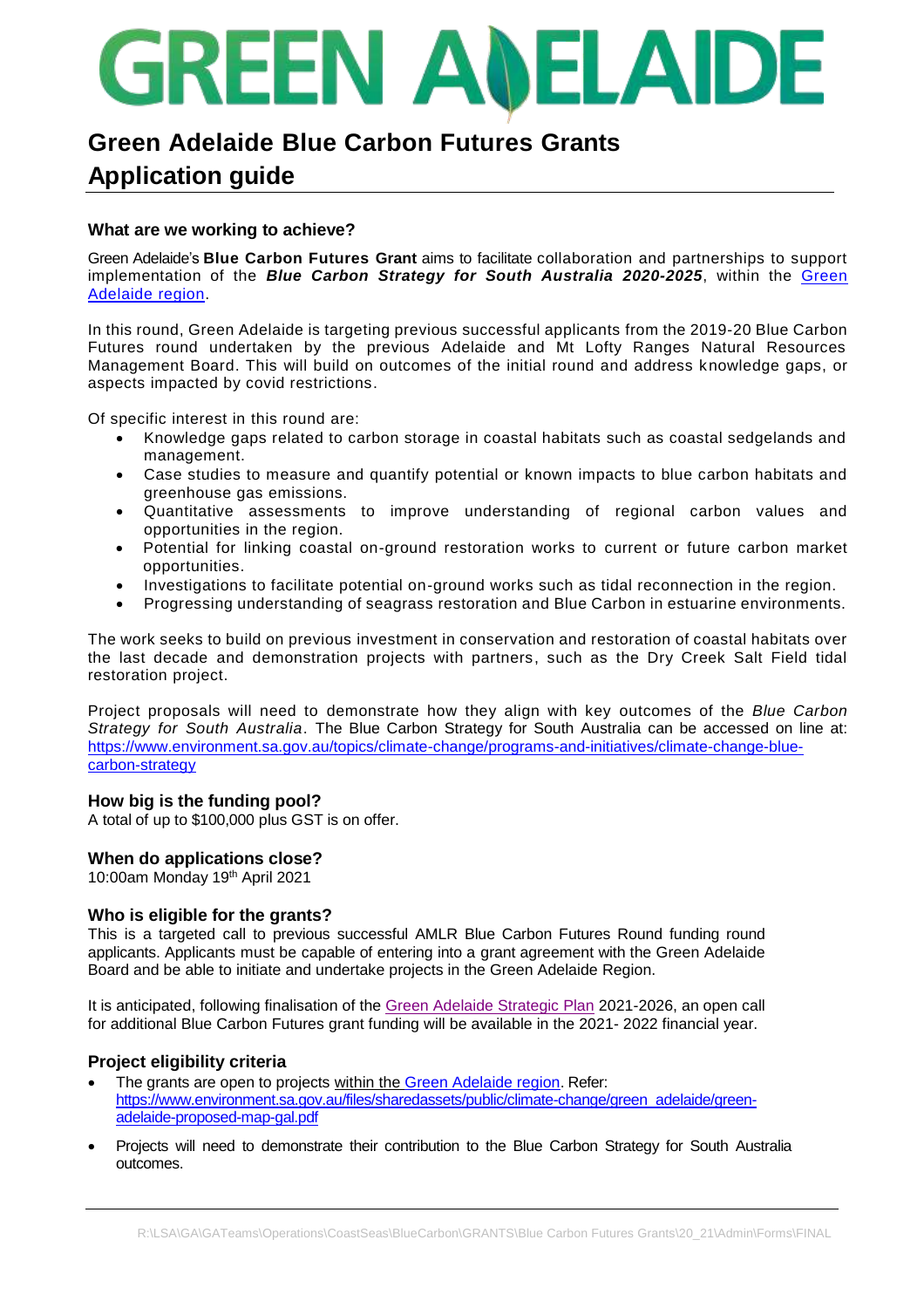# GREEN ADELAIDE

# Green Adelaide Blue Carbon Futures Grants Application guide

## What are we working to achieve?

Green Adelaide's **Blue Carbon Futures Grant** aims to facilitate collaboration and partnerships to support implementation of the ***Blue Carbon Strategy for South Australia 2020-2025***, within the [Green Adelaide region](https://www.environment.sa.gov.au/files/sharedassets/public/climate-change/green_adelaide/green-adelaide-proposed-map-gal.pdf).

In this round, Green Adelaide is targeting previous successful applicants from the 2019-20 Blue Carbon Futures round undertaken by the previous Adelaide and Mt Lofty Ranges Natural Resources Management Board. This will build on outcomes of the initial round and address knowledge gaps, or aspects impacted by covid restrictions.

Of specific interest in this round are:

- Knowledge gaps related to carbon storage in coastal habitats such as coastal sedgelands and management.
- Case studies to measure and quantify potential or known impacts to blue carbon habitats and greenhouse gas emissions.
- Quantitative assessments to improve understanding of regional carbon values and opportunities in the region.
- Potential for linking coastal on-ground restoration works to current or future carbon market opportunities.
- Investigations to facilitate potential on-ground works such as tidal reconnection in the region.
- Progressing understanding of seagrass restoration and Blue Carbon in estuarine environments.

The work seeks to build on previous investment in conservation and restoration of coastal habitats over the last decade and demonstration projects with partners, such as the Dry Creek Salt Field tidal restoration project.

Project proposals will need to demonstrate how they align with key outcomes of the *Blue Carbon Strategy for South Australia*. The Blue Carbon Strategy for South Australia can be accessed on line at: https://www.environment.sa.gov.au/topics/climate-change/programs-and-initiatives/climate-change-blue-carbon-strategy

## How big is the funding pool?

A total of up to $100,000 plus GST is on offer.

## When do applications close?

10:00am Monday 19th April 2021

## Who is eligible for the grants?

This is a targeted call to previous successful AMLR Blue Carbon Futures Round funding round applicants. Applicants must be capable of entering into a grant agreement with the Green Adelaide Board and be able to initiate and undertake projects in the Green Adelaide Region.

It is anticipated, following finalisation of the Green Adelaide Strategic Plan 2021-2026, an open call for additional Blue Carbon Futures grant funding will be available in the 2021- 2022 financial year.

## Project eligibility criteria

- The grants are open to projects within the Green Adelaide region. Refer: https://www.environment.sa.gov.au/files/sharedassets/public/climate-change/green_adelaide/green-adelaide-proposed-map-gal.pdf
- Projects will need to demonstrate their contribution to the Blue Carbon Strategy for South Australia outcomes.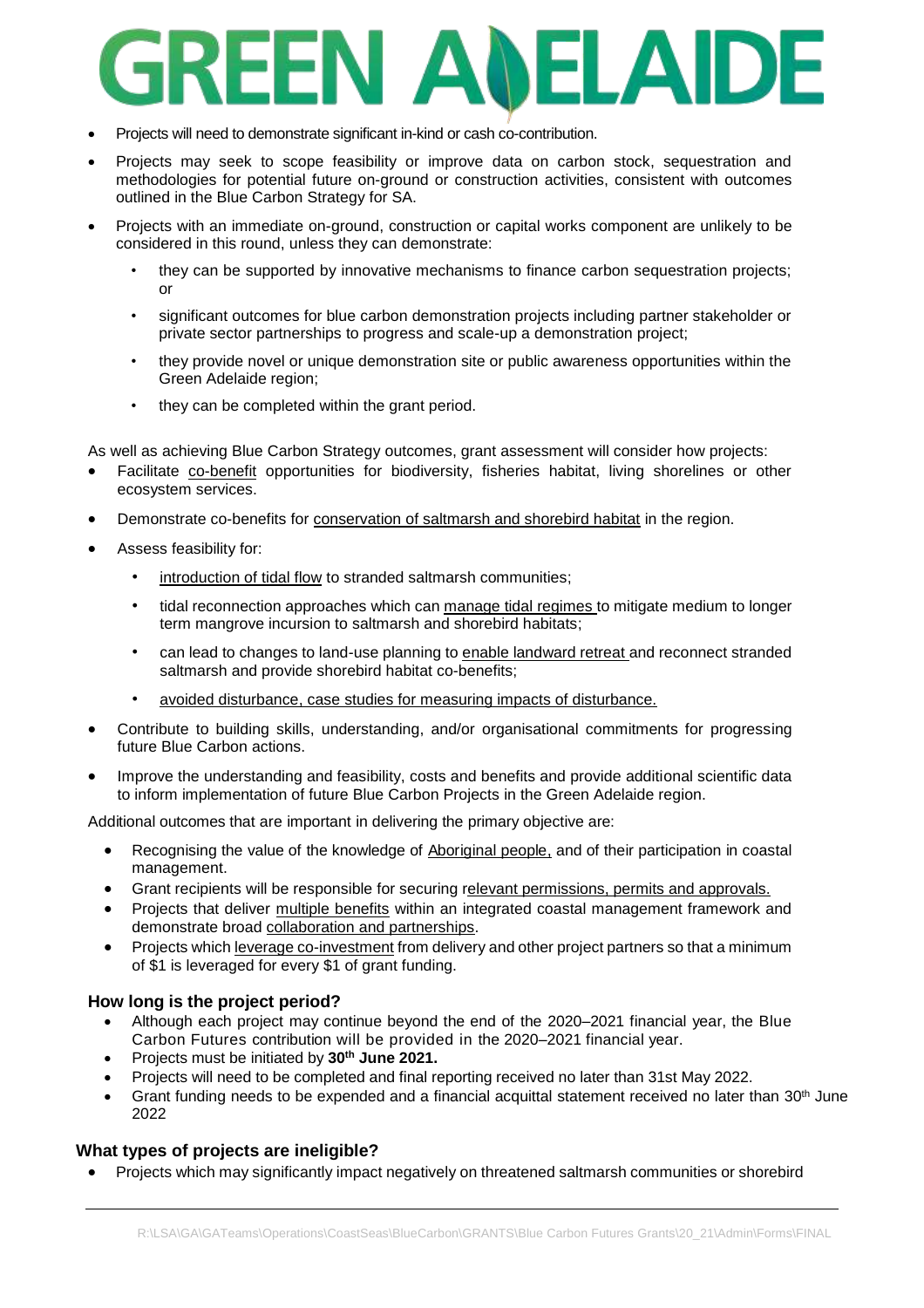- Projects will need to demonstrate significant in-kind or cash co-contribution.
- Projects may seek to scope feasibility or improve data on carbon stock, sequestration and methodologies for potential future on-ground or construction activities, consistent with outcomes outlined in the Blue Carbon Strategy for SA.
- Projects with an immediate on-ground, construction or capital works component are unlikely to be considered in this round, unless they can demonstrate:
  - they can be supported by innovative mechanisms to finance carbon sequestration projects; or
  - significant outcomes for blue carbon demonstration projects including partner stakeholder or private sector partnerships to progress and scale-up a demonstration project;
  - they provide novel or unique demonstration site or public awareness opportunities within the Green Adelaide region;
  - they can be completed within the grant period.

As well as achieving Blue Carbon Strategy outcomes, grant assessment will consider how projects:

- Facilitate co-benefit opportunities for biodiversity, fisheries habitat, living shorelines or other ecosystem services.
- Demonstrate co-benefits for conservation of saltmarsh and shorebird habitat in the region.
- Assess feasibility for:
  - introduction of tidal flow to stranded saltmarsh communities;
  - tidal reconnection approaches which can manage tidal regimes to mitigate medium to longer term mangrove incursion to saltmarsh and shorebird habitats;
  - can lead to changes to land-use planning to enable landward retreat and reconnect stranded saltmarsh and provide shorebird habitat co-benefits;
  - avoided disturbance, case studies for measuring impacts of disturbance.
- Contribute to building skills, understanding, and/or organisational commitments for progressing future Blue Carbon actions.
- Improve the understanding and feasibility, costs and benefits and provide additional scientific data to inform implementation of future Blue Carbon Projects in the Green Adelaide region.

Additional outcomes that are important in delivering the primary objective are:

- Recognising the value of the knowledge of Aboriginal people, and of their participation in coastal management.
- Grant recipients will be responsible for securing relevant permissions, permits and approvals.
- Projects that deliver multiple benefits within an integrated coastal management framework and demonstrate broad collaboration and partnerships.
- Projects which leverage co-investment from delivery and other project partners so that a minimum of $1 is leveraged for every $1 of grant funding.

### How long is the project period?

- Although each project may continue beyond the end of the 2020–2021 financial year, the Blue Carbon Futures contribution will be provided in the 2020–2021 financial year.
- Projects must be initiated by **30th June 2021.**
- Projects will need to be completed and final reporting received no later than 31st May 2022.
- Grant funding needs to be expended and a financial acquittal statement received no later than 30th June 2022

### What types of projects are ineligible?

- Projects which may significantly impact negatively on threatened saltmarsh communities or shorebird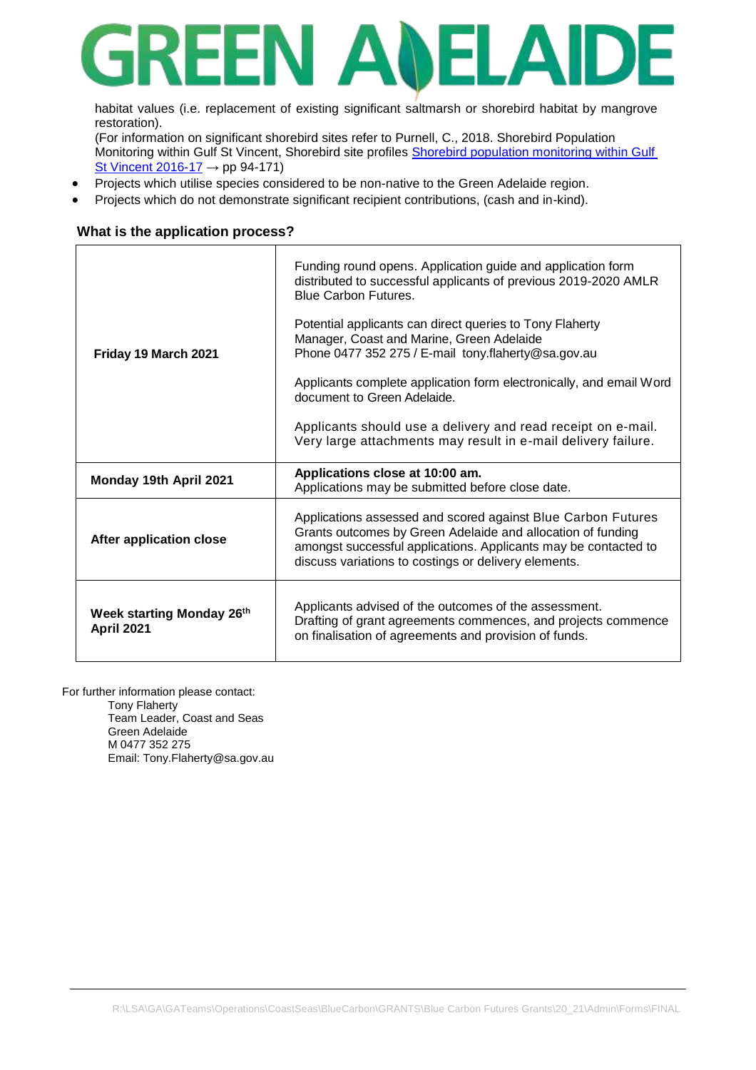habitat values (i.e. replacement of existing significant saltmarsh or shorebird habitat by mangrove restoration).
(For information on significant shorebird sites refer to Purnell, C., 2018. Shorebird Population Monitoring within Gulf St Vincent, Shorebird site profiles Shorebird population monitoring within Gulf St Vincent 2016-17 → pp 94-171)

- Projects which utilise species considered to be non-native to the Green Adelaide region.
- Projects which do not demonstrate significant recipient contributions, (cash and in-kind).

### What is the application process?

| | |
|---|---|
| **Friday 19 March 2021** | Funding round opens. Application guide and application form distributed to successful applicants of previous 2019-2020 AMLR Blue Carbon Futures.<br><br>Potential applicants can direct queries to Tony Flaherty Manager, Coast and Marine, Green Adelaide Phone 0477 352 275 / E-mail tony.flaherty@sa.gov.au<br><br>Applicants complete application form electronically, and email Word document to Green Adelaide.<br><br>Applicants should use a delivery and read receipt on e-mail. Very large attachments may result in e-mail delivery failure. |
| **Monday 19th April 2021** | **Applications close at 10:00 am.** Applications may be submitted before close date. |
| **After application close** | Applications assessed and scored against Blue Carbon Futures Grants outcomes by Green Adelaide and allocation of funding amongst successful applications. Applicants may be contacted to discuss variations to costings or delivery elements. |
| **Week starting Monday 26th April 2021** | Applicants advised of the outcomes of the assessment. Drafting of grant agreements commences, and projects commence on finalisation of agreements and provision of funds. |

For further information please contact:

Tony Flaherty
Team Leader, Coast and Seas
Green Adelaide
M 0477 352 275
Email: Tony.Flaherty@sa.gov.au